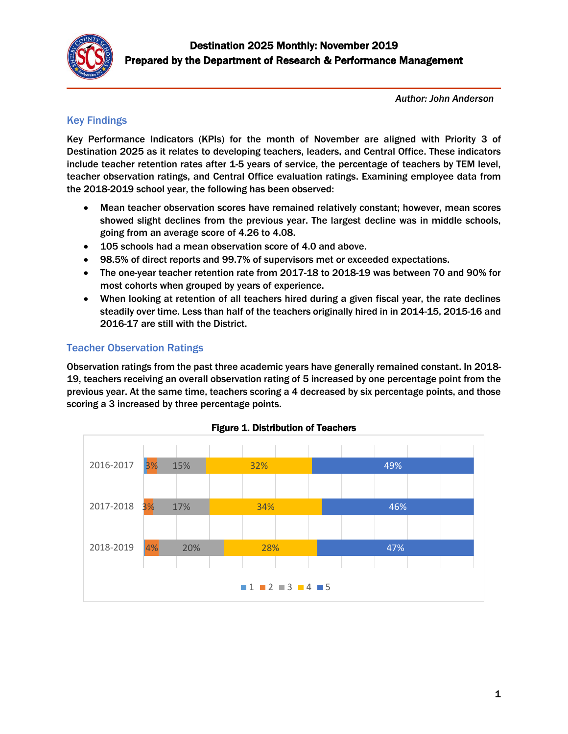# Destination 2025 Monthly: November 2019

**Prepared by the Department of Research & Performance Management**

*Author: John Anderson*

## Key Findings

Key Performance Indicators (KPIs) for the month of November are aligned with Priority 3 of Destination 2025 as it relates to developing teachers, leaders, and Central Office. These indicators include teacher retention rates after 1-5 years of service, the percentage of teachers by TEM level, teacher observation ratings, and Central Office evaluation ratings. Examining employee data from the 2018-2019 school year, the following has been observed:

- Mean teacher observation scores have remained relatively constant; however, mean scores showed slight declines from the previous year. The largest decline was in middle schools, going from an average score of 4.26 to 4.08.
- 105 schools had a mean observation score of 4.0 and above.
- 98.5% of direct reports and 99.7% of supervisors met or exceeded expectations.
- The one-year teacher retention rate from 2017-18 to 2018-19 was between 70 and 90% for most cohorts when grouped by years of experience.
- When looking at retention of all teachers hired during a given fiscal year, the rate declines steadily over time. Less than half of the teachers originally hired in in 2014-15, 2015-16 and 2016-17 are still with the District.

## Teacher Observation Ratings

Observation ratings from the past three academic years have generally remained constant. In 2018-19, teachers receiving an overall observation rating of 5 increased by one percentage point from the previous year. At the same time, teachers scoring a 4 decreased by six percentage points, and those scoring a 3 increased by three percentage points.

**Figure 1. Distribution of Teachers**

| Year | 1 | 2 | 3 | 4 | 5 |
|---|---|---|---|---|---|
| 2016-2017 | | 3% | 15% | 32% | 49% |
| 2017-2018 | | 3% | 17% | 34% | 46% |
| 2018-2019 | | 4% | 20% | 28% | 47% |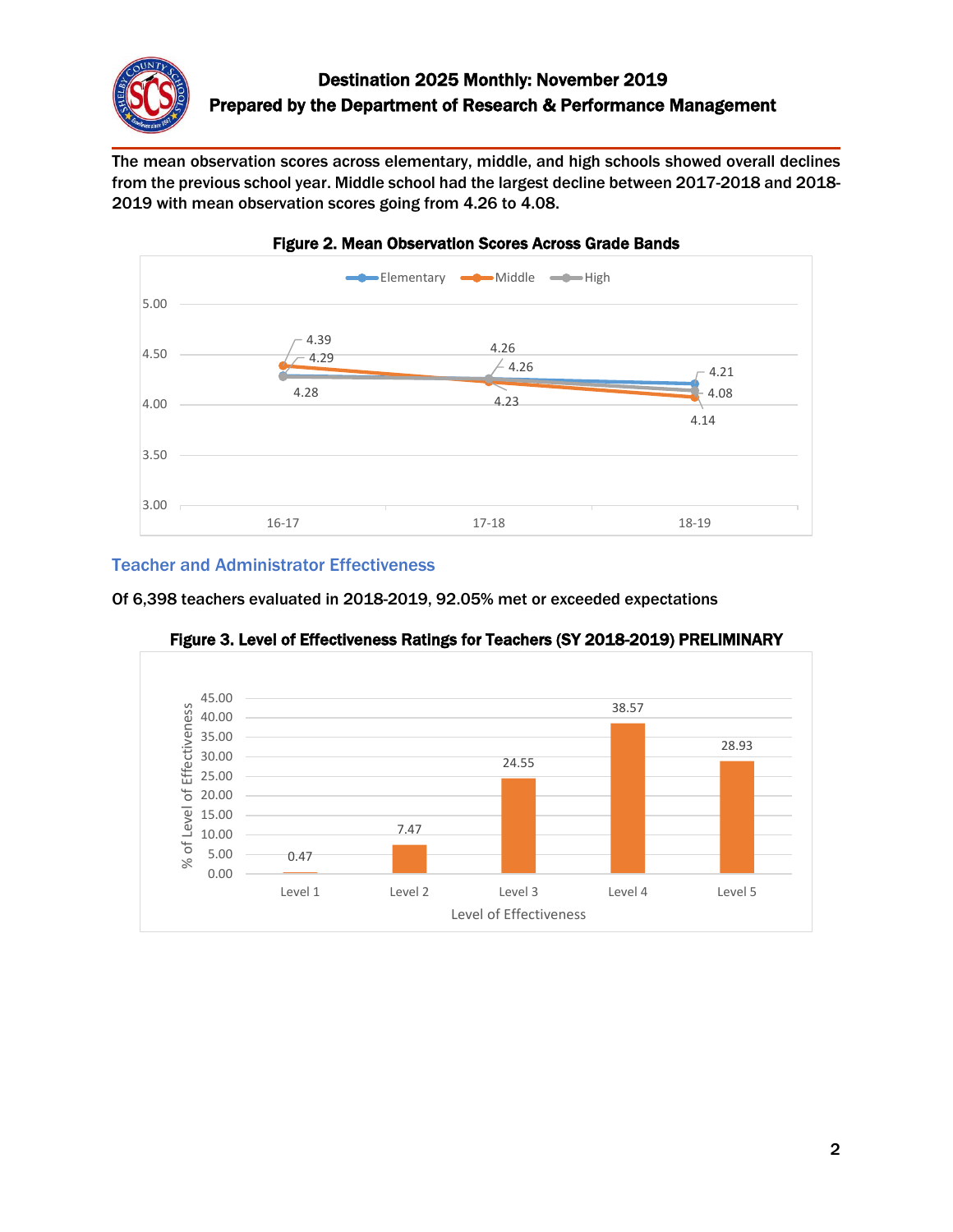The mean observation scores across elementary, middle, and high schools showed overall declines from the previous school year. Middle school had the largest decline between 2017-2018 and 2018-2019 with mean observation scores going from 4.26 to 4.08.

**Figure 2. Mean Observation Scores Across Grade Bands**

| | 16-17 | 17-18 | 18-19 |
| --- | --- | --- | --- |
| Elementary | 4.29 | 4.26 | 4.21 |
| Middle | 4.39 | 4.23 | 4.08 |
| High | 4.28 | 4.26 | 4.14 |

## Teacher and Administrator Effectiveness

Of 6,398 teachers evaluated in 2018-2019, 92.05% met or exceeded expectations

**Figure 3. Level of Effectiveness Ratings for Teachers (SY 2018-2019) PRELIMINARY**

| Level of Effectiveness | % of Level of Effectiveness |
| --- | --- |
| Level 1 | 0.47 |
| Level 2 | 7.47 |
| Level 3 | 24.55 |
| Level 4 | 38.57 |
| Level 5 | 28.93 |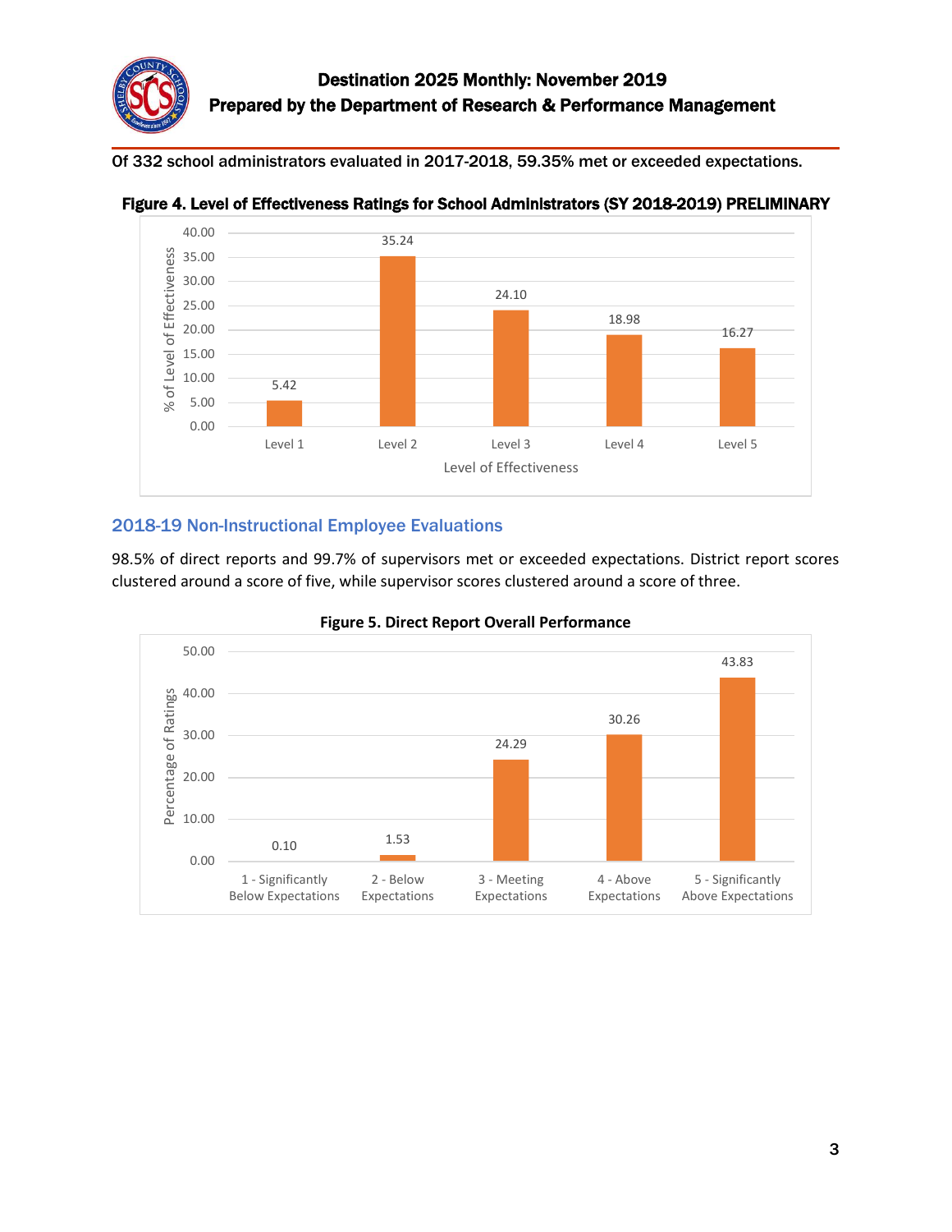Of 332 school administrators evaluated in 2017-2018, 59.35% met or exceeded expectations.

**Figure 4. Level of Effectiveness Ratings for School Administrators (SY 2018-2019) PRELIMINARY**

| Level of Effectiveness | % of Level of Effectiveness |
|---|---|
| Level 1 | 5.42 |
| Level 2 | 35.24 |
| Level 3 | 24.10 |
| Level 4 | 18.98 |
| Level 5 | 16.27 |

## 2018-19 Non-Instructional Employee Evaluations

98.5% of direct reports and 99.7% of supervisors met or exceeded expectations. District report scores clustered around a score of five, while supervisor scores clustered around a score of three.

**Figure 5. Direct Report Overall Performance**

| Rating | Percentage of Ratings |
|---|---|
| 1 - Significantly Below Expectations | 0.10 |
| 2 - Below Expectations | 1.53 |
| 3 - Meeting Expectations | 24.29 |
| 4 - Above Expectations | 30.26 |
| 5 - Significantly Above Expectations | 43.83 |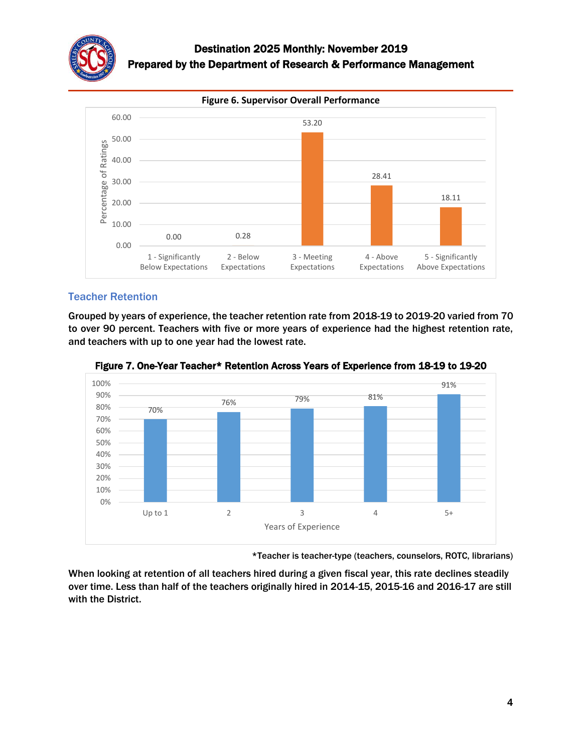**Figure 6. Supervisor Overall Performance**

| Rating | Percentage of Ratings |
|---|---|
| 1 - Significantly Below Expectations | 0.00 |
| 2 - Below Expectations | 0.28 |
| 3 - Meeting Expectations | 53.20 |
| 4 - Above Expectations | 28.41 |
| 5 - Significantly Above Expectations | 18.11 |

## Teacher Retention

**Grouped by years of experience, the teacher retention rate from 2018-19 to 2019-20 varied from 70 to over 90 percent. Teachers with five or more years of experience had the highest retention rate, and teachers with up to one year had the lowest rate.**

**Figure 7. One-Year Teacher* Retention Across Years of Experience from 18-19 to 19-20**

| Years of Experience | Retention |
|---|---|
| Up to 1 | 70% |
| 2 | 76% |
| 3 | 79% |
| 4 | 81% |
| 5+ | 91% |

**\*Teacher is teacher-type (teachers, counselors, ROTC, librarians)**

**When looking at retention of all teachers hired during a given fiscal year, this rate declines steadily over time. Less than half of the teachers originally hired in 2014-15, 2015-16 and 2016-17 are still with the District.**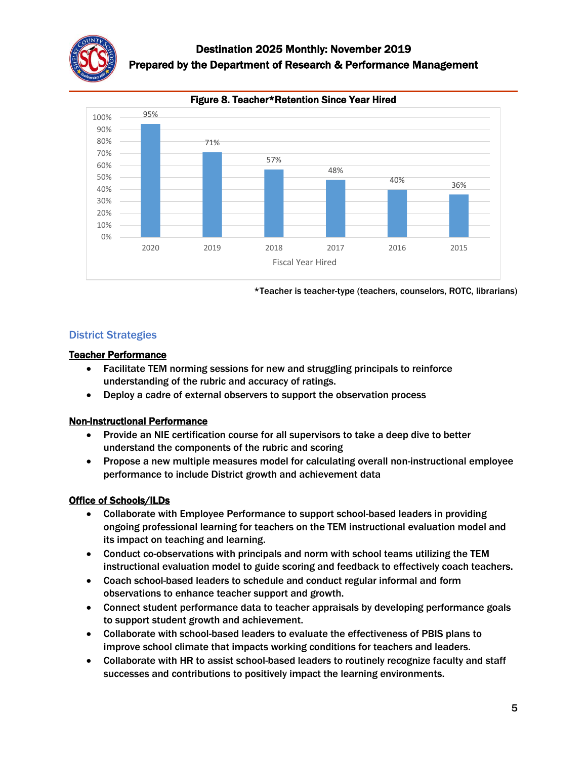**Figure 8. Teacher*Retention Since Year Hired**

| Fiscal Year Hired | 2020 | 2019 | 2018 | 2017 | 2016 | 2015 |
|---|---|---|---|---|---|---|
| Retention | 95% | 71% | 57% | 48% | 40% | 36% |

*Teacher is teacher-type (teachers, counselors, ROTC, librarians)

## District Strategies

**Teacher Performance**

- Facilitate TEM norming sessions for new and struggling principals to reinforce understanding of the rubric and accuracy of ratings.
- Deploy a cadre of external observers to support the observation process

**Non-Instructional Performance**

- Provide an NIE certification course for all supervisors to take a deep dive to better understand the components of the rubric and scoring
- Propose a new multiple measures model for calculating overall non-instructional employee performance to include District growth and achievement data

**Office of Schools/ILDs**

- Collaborate with Employee Performance to support school-based leaders in providing ongoing professional learning for teachers on the TEM instructional evaluation model and its impact on teaching and learning.
- Conduct co-observations with principals and norm with school teams utilizing the TEM instructional evaluation model to guide scoring and feedback to effectively coach teachers.
- Coach school-based leaders to schedule and conduct regular informal and form observations to enhance teacher support and growth.
- Connect student performance data to teacher appraisals by developing performance goals to support student growth and achievement.
- Collaborate with school-based leaders to evaluate the effectiveness of PBIS plans to improve school climate that impacts working conditions for teachers and leaders.
- Collaborate with HR to assist school-based leaders to routinely recognize faculty and staff successes and contributions to positively impact the learning environments.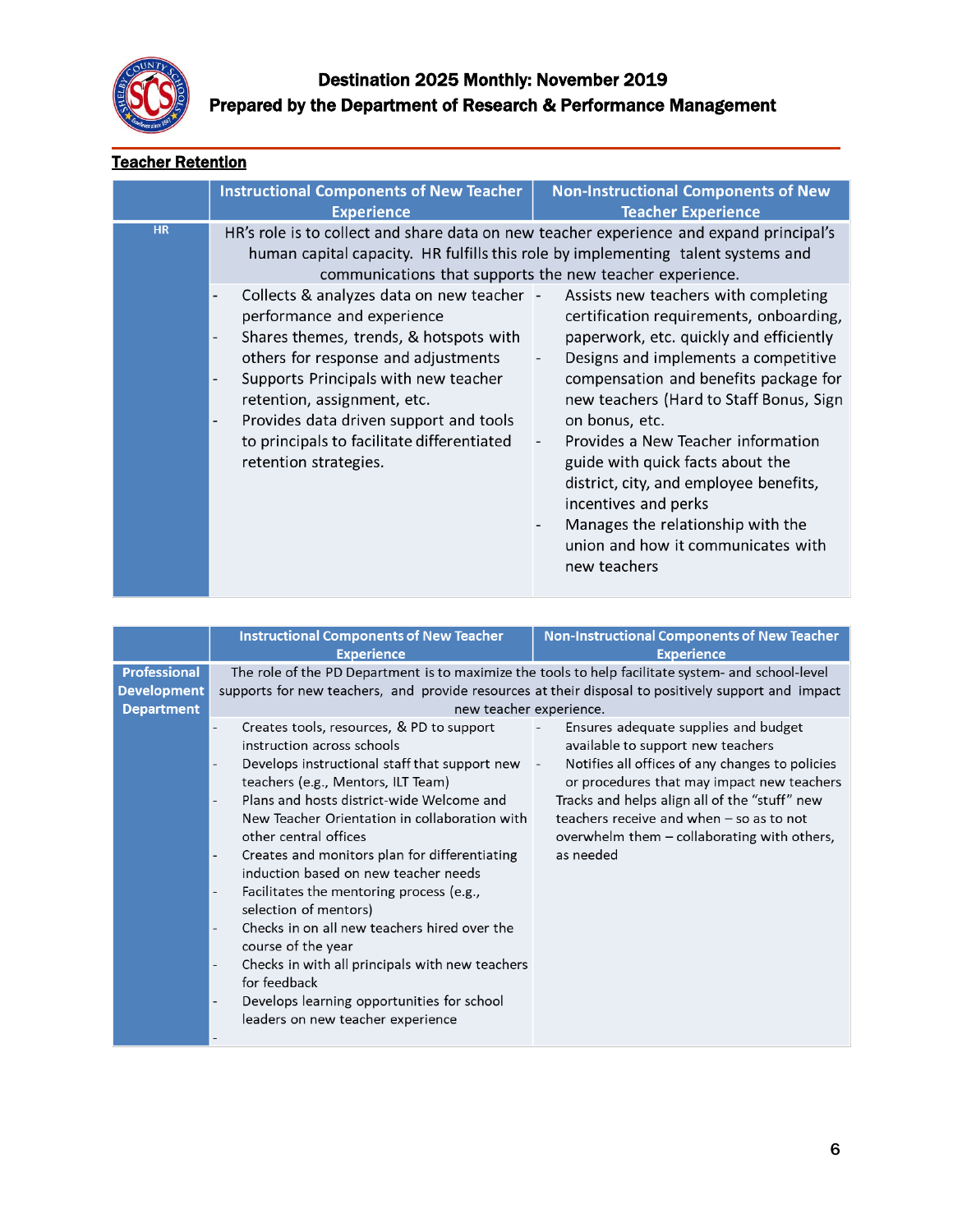## Teacher Retention

| | Instructional Components of New Teacher Experience | Non-Instructional Components of New Teacher Experience |
|---|---|---|
| **HR** | HR's role is to collect and share data on new teacher experience and expand principal's human capital capacity. HR fulfills this role by implementing talent systems and communications that supports the new teacher experience. | |
| | - Collects & analyzes data on new teacher performance and experience<br>- Shares themes, trends, & hotspots with others for response and adjustments<br>- Supports Principals with new teacher retention, assignment, etc.<br>- Provides data driven support and tools to principals to facilitate differentiated retention strategies. | - Assists new teachers with completing certification requirements, onboarding, paperwork, etc. quickly and efficiently<br>- Designs and implements a competitive compensation and benefits package for new teachers (Hard to Staff Bonus, Sign on bonus, etc.<br>- Provides a New Teacher information guide with quick facts about the district, city, and employee benefits, incentives and perks<br>- Manages the relationship with the union and how it communicates with new teachers |

| | Instructional Components of New Teacher Experience | Non-Instructional Components of New Teacher Experience |
|---|---|---|
| **Professional Development Department** | The role of the PD Department is to maximize the tools to help facilitate system- and school-level supports for new teachers, and provide resources at their disposal to positively support and impact new teacher experience. | |
| | - Creates tools, resources, & PD to support instruction across schools<br>- Develops instructional staff that support new teachers (e.g., Mentors, ILT Team)<br>- Plans and hosts district-wide Welcome and New Teacher Orientation in collaboration with other central offices<br>- Creates and monitors plan for differentiating induction based on new teacher needs<br>- Facilitates the mentoring process (e.g., selection of mentors)<br>- Checks in on all new teachers hired over the course of the year<br>- Checks in with all principals with new teachers for feedback<br>- Develops learning opportunities for school leaders on new teacher experience<br>- | - Ensures adequate supplies and budget available to support new teachers<br>- Notifies all offices of any changes to policies or procedures that may impact new teachers<br>Tracks and helps align all of the "stuff" new teachers receive and when – so as to not overwhelm them – collaborating with others, as needed |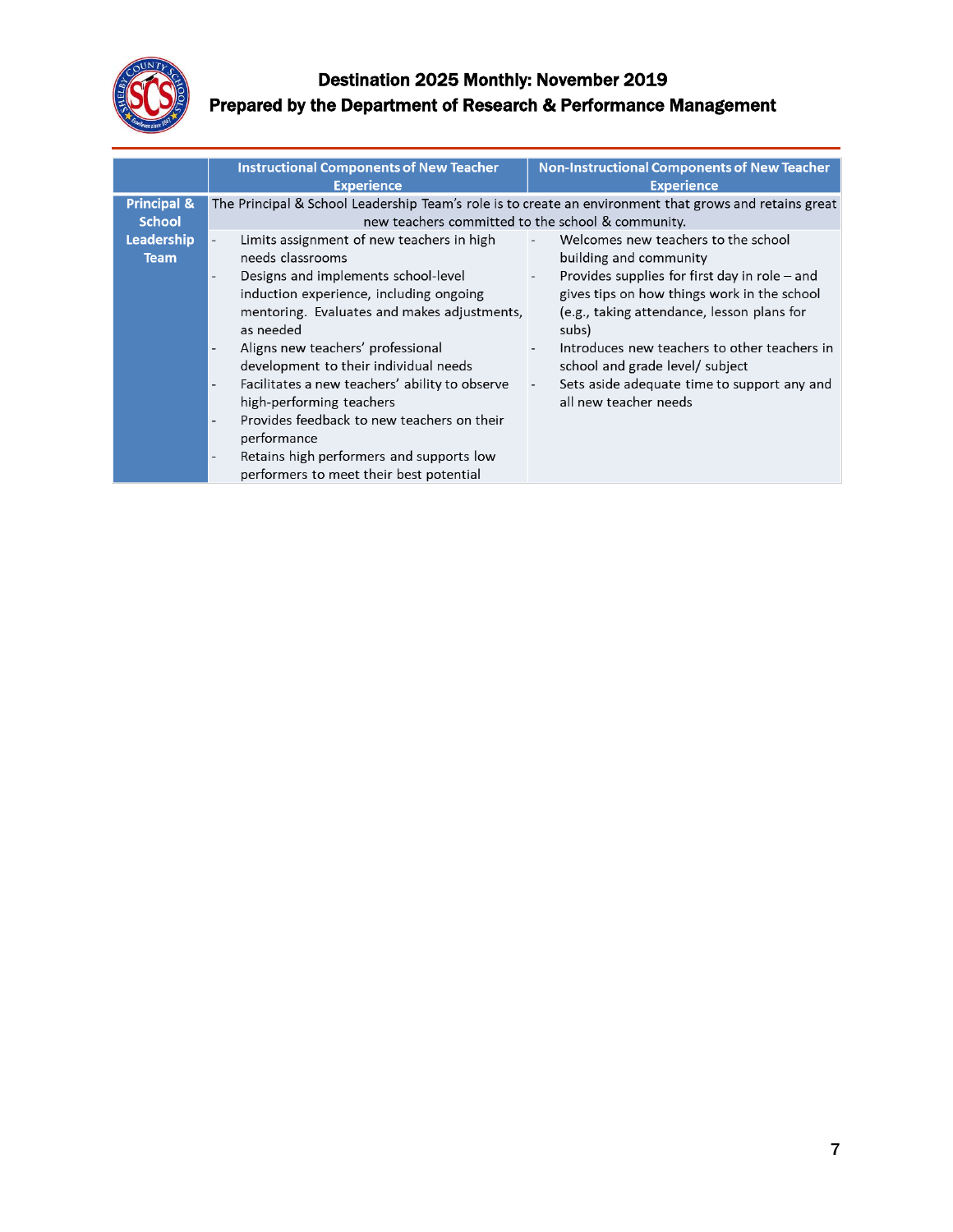| | Instructional Components of New Teacher Experience | Non-Instructional Components of New Teacher Experience |
|---|---|---|
| Principal & School Leadership Team | The Principal & School Leadership Team's role is to create an environment that grows and retains great new teachers committed to the school & community. | |
| | - Limits assignment of new teachers in high needs classrooms<br>- Designs and implements school-level induction experience, including ongoing mentoring. Evaluates and makes adjustments, as needed<br>- Aligns new teachers' professional development to their individual needs<br>- Facilitates a new teachers' ability to observe high-performing teachers<br>- Provides feedback to new teachers on their performance<br>- Retains high performers and supports low performers to meet their best potential | - Welcomes new teachers to the school building and community<br>- Provides supplies for first day in role – and gives tips on how things work in the school (e.g., taking attendance, lesson plans for subs)<br>- Introduces new teachers to other teachers in school and grade level/ subject<br>- Sets aside adequate time to support any and all new teacher needs |